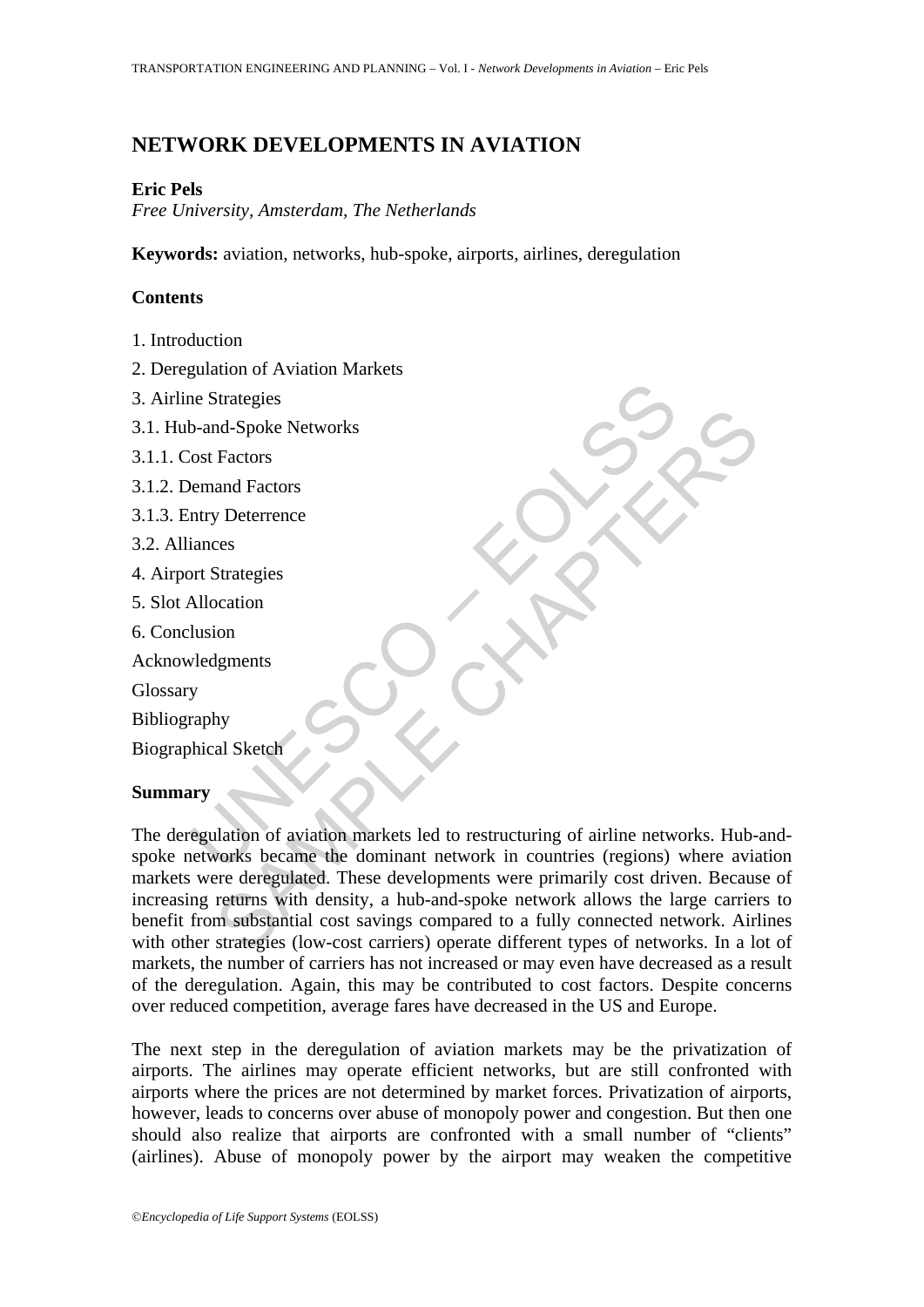# NETWORK DEVELOPMENTS IN AVIATION

**Eric Pels**

*Free University, Amsterdam, The Netherlands*

**Keywords:** aviation, networks, hub-spoke, airports, airlines, deregulation

## Contents

1. Introduction
2. Deregulation of Aviation Markets
3. Airline Strategies
3.1. Hub-and-Spoke Networks
3.1.1. Cost Factors
3.1.2. Demand Factors
3.1.3. Entry Deterrence
3.2. Alliances
4. Airport Strategies
5. Slot Allocation
6. Conclusion

Acknowledgments

Glossary

Bibliography

Biographical Sketch

## Summary

The deregulation of aviation markets led to restructuring of airline networks. Hub-and-spoke networks became the dominant network in countries (regions) where aviation markets were deregulated. These developments were primarily cost driven. Because of increasing returns with density, a hub-and-spoke network allows the large carriers to benefit from substantial cost savings compared to a fully connected network. Airlines with other strategies (low-cost carriers) operate different types of networks. In a lot of markets, the number of carriers has not increased or may even have decreased as a result of the deregulation. Again, this may be contributed to cost factors. Despite concerns over reduced competition, average fares have decreased in the US and Europe.

The next step in the deregulation of aviation markets may be the privatization of airports. The airlines may operate efficient networks, but are still confronted with airports where the prices are not determined by market forces. Privatization of airports, however, leads to concerns over abuse of monopoly power and congestion. But then one should also realize that airports are confronted with a small number of "clients" (airlines). Abuse of monopoly power by the airport may weaken the competitive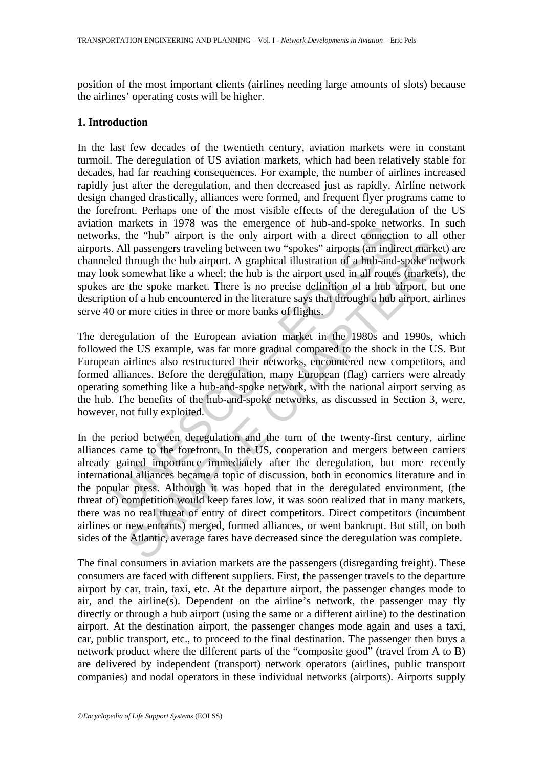position of the most important clients (airlines needing large amounts of slots) because the airlines' operating costs will be higher.

## 1. Introduction

In the last few decades of the twentieth century, aviation markets were in constant turmoil. The deregulation of US aviation markets, which had been relatively stable for decades, had far reaching consequences. For example, the number of airlines increased rapidly just after the deregulation, and then decreased just as rapidly. Airline network design changed drastically, alliances were formed, and frequent flyer programs came to the forefront. Perhaps one of the most visible effects of the deregulation of the US aviation markets in 1978 was the emergence of hub-and-spoke networks. In such networks, the "hub" airport is the only airport with a direct connection to all other airports. All passengers traveling between two "spokes" airports (an indirect market) are channeled through the hub airport. A graphical illustration of a hub-and-spoke network may look somewhat like a wheel; the hub is the airport used in all routes (markets), the spokes are the spoke market. There is no precise definition of a hub airport, but one description of a hub encountered in the literature says that through a hub airport, airlines serve 40 or more cities in three or more banks of flights.

The deregulation of the European aviation market in the 1980s and 1990s, which followed the US example, was far more gradual compared to the shock in the US. But European airlines also restructured their networks, encountered new competitors, and formed alliances. Before the deregulation, many European (flag) carriers were already operating something like a hub-and-spoke network, with the national airport serving as the hub. The benefits of the hub-and-spoke networks, as discussed in Section 3, were, however, not fully exploited.

In the period between deregulation and the turn of the twenty-first century, airline alliances came to the forefront. In the US, cooperation and mergers between carriers already gained importance immediately after the deregulation, but more recently international alliances became a topic of discussion, both in economics literature and in the popular press. Although it was hoped that in the deregulated environment, (the threat of) competition would keep fares low, it was soon realized that in many markets, there was no real threat of entry of direct competitors. Direct competitors (incumbent airlines or new entrants) merged, formed alliances, or went bankrupt. But still, on both sides of the Atlantic, average fares have decreased since the deregulation was complete.

The final consumers in aviation markets are the passengers (disregarding freight). These consumers are faced with different suppliers. First, the passenger travels to the departure airport by car, train, taxi, etc. At the departure airport, the passenger changes mode to air, and the airline(s). Dependent on the airline's network, the passenger may fly directly or through a hub airport (using the same or a different airline) to the destination airport. At the destination airport, the passenger changes mode again and uses a taxi, car, public transport, etc., to proceed to the final destination. The passenger then buys a network product where the different parts of the "composite good" (travel from A to B) are delivered by independent (transport) network operators (airlines, public transport companies) and nodal operators in these individual networks (airports). Airports supply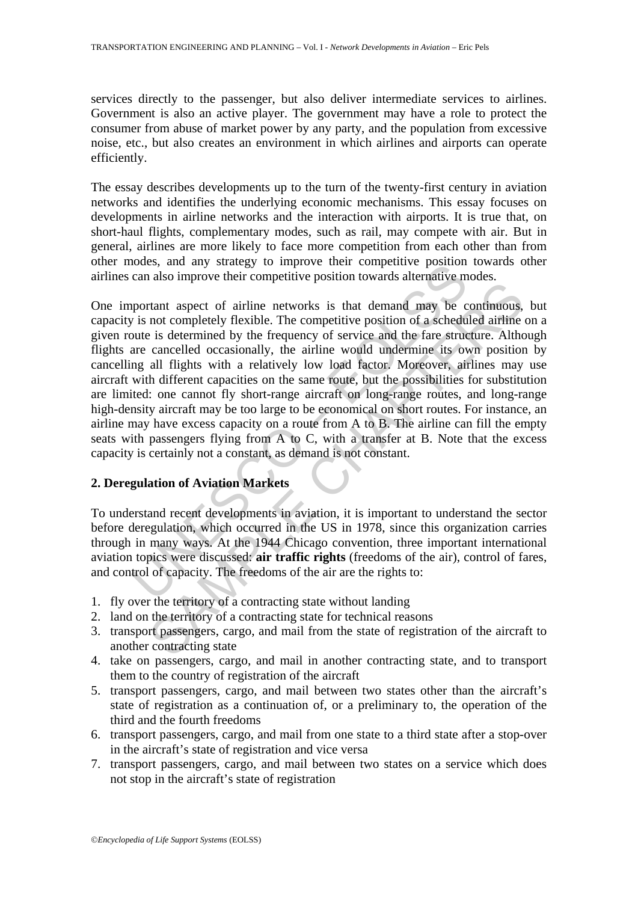services directly to the passenger, but also deliver intermediate services to airlines. Government is also an active player. The government may have a role to protect the consumer from abuse of market power by any party, and the population from excessive noise, etc., but also creates an environment in which airlines and airports can operate efficiently.

The essay describes developments up to the turn of the twenty-first century in aviation networks and identifies the underlying economic mechanisms. This essay focuses on developments in airline networks and the interaction with airports. It is true that, on short-haul flights, complementary modes, such as rail, may compete with air. But in general, airlines are more likely to face more competition from each other than from other modes, and any strategy to improve their competitive position towards other airlines can also improve their competitive position towards alternative modes.

One important aspect of airline networks is that demand may be continuous, but capacity is not completely flexible. The competitive position of a scheduled airline on a given route is determined by the frequency of service and the fare structure. Although flights are cancelled occasionally, the airline would undermine its own position by cancelling all flights with a relatively low load factor. Moreover, airlines may use aircraft with different capacities on the same route, but the possibilities for substitution are limited: one cannot fly short-range aircraft on long-range routes, and long-range high-density aircraft may be too large to be economical on short routes. For instance, an airline may have excess capacity on a route from A to B. The airline can fill the empty seats with passengers flying from A to C, with a transfer at B. Note that the excess capacity is certainly not a constant, as demand is not constant.

## 2. Deregulation of Aviation Markets

To understand recent developments in aviation, it is important to understand the sector before deregulation, which occurred in the US in 1978, since this organization carries through in many ways. At the 1944 Chicago convention, three important international aviation topics were discussed: **air traffic rights** (freedoms of the air), control of fares, and control of capacity. The freedoms of the air are the rights to:

1. fly over the territory of a contracting state without landing
2. land on the territory of a contracting state for technical reasons
3. transport passengers, cargo, and mail from the state of registration of the aircraft to another contracting state
4. take on passengers, cargo, and mail in another contracting state, and to transport them to the country of registration of the aircraft
5. transport passengers, cargo, and mail between two states other than the aircraft's state of registration as a continuation of, or a preliminary to, the operation of the third and the fourth freedoms
6. transport passengers, cargo, and mail from one state to a third state after a stop-over in the aircraft's state of registration and vice versa
7. transport passengers, cargo, and mail between two states on a service which does not stop in the aircraft's state of registration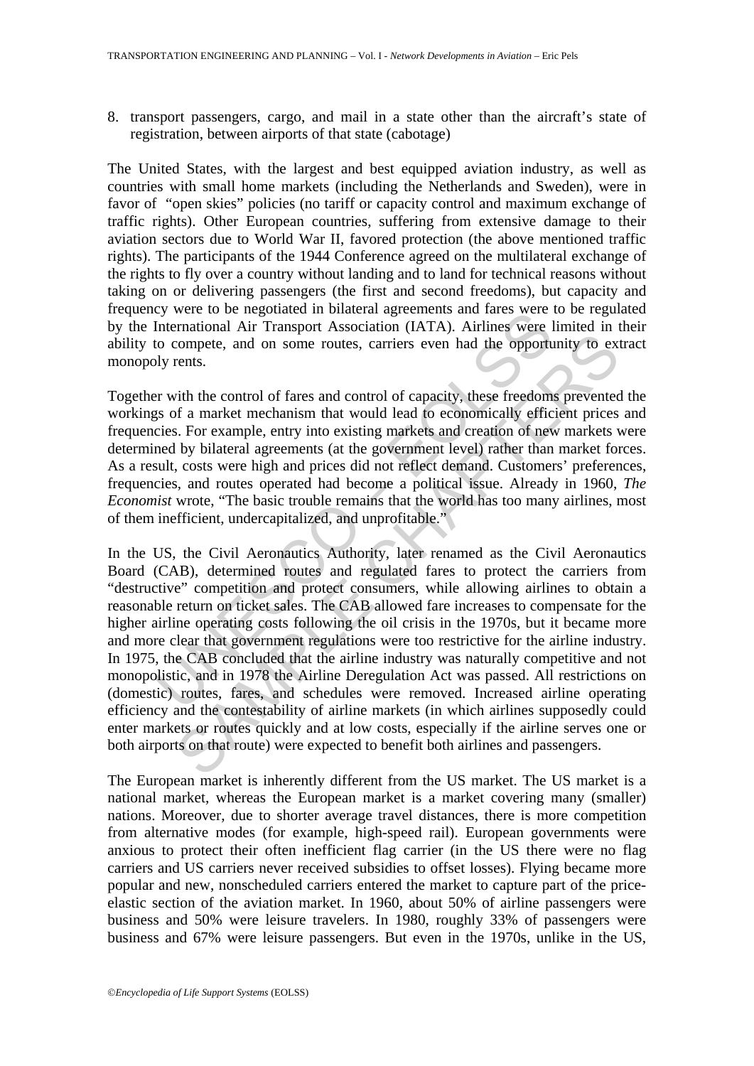8. transport passengers, cargo, and mail in a state other than the aircraft's state of registration, between airports of that state (cabotage)

The United States, with the largest and best equipped aviation industry, as well as countries with small home markets (including the Netherlands and Sweden), were in favor of "open skies" policies (no tariff or capacity control and maximum exchange of traffic rights). Other European countries, suffering from extensive damage to their aviation sectors due to World War II, favored protection (the above mentioned traffic rights). The participants of the 1944 Conference agreed on the multilateral exchange of the rights to fly over a country without landing and to land for technical reasons without taking on or delivering passengers (the first and second freedoms), but capacity and frequency were to be negotiated in bilateral agreements and fares were to be regulated by the International Air Transport Association (IATA). Airlines were limited in their ability to compete, and on some routes, carriers even had the opportunity to extract monopoly rents.

Together with the control of fares and control of capacity, these freedoms prevented the workings of a market mechanism that would lead to economically efficient prices and frequencies. For example, entry into existing markets and creation of new markets were determined by bilateral agreements (at the government level) rather than market forces. As a result, costs were high and prices did not reflect demand. Customers' preferences, frequencies, and routes operated had become a political issue. Already in 1960, *The Economist* wrote, "The basic trouble remains that the world has too many airlines, most of them inefficient, undercapitalized, and unprofitable."

In the US, the Civil Aeronautics Authority, later renamed as the Civil Aeronautics Board (CAB), determined routes and regulated fares to protect the carriers from "destructive" competition and protect consumers, while allowing airlines to obtain a reasonable return on ticket sales. The CAB allowed fare increases to compensate for the higher airline operating costs following the oil crisis in the 1970s, but it became more and more clear that government regulations were too restrictive for the airline industry. In 1975, the CAB concluded that the airline industry was naturally competitive and not monopolistic, and in 1978 the Airline Deregulation Act was passed. All restrictions on (domestic) routes, fares, and schedules were removed. Increased airline operating efficiency and the contestability of airline markets (in which airlines supposedly could enter markets or routes quickly and at low costs, especially if the airline serves one or both airports on that route) were expected to benefit both airlines and passengers.

The European market is inherently different from the US market. The US market is a national market, whereas the European market is a market covering many (smaller) nations. Moreover, due to shorter average travel distances, there is more competition from alternative modes (for example, high-speed rail). European governments were anxious to protect their often inefficient flag carrier (in the US there were no flag carriers and US carriers never received subsidies to offset losses). Flying became more popular and new, nonscheduled carriers entered the market to capture part of the price-elastic section of the aviation market. In 1960, about 50% of airline passengers were business and 50% were leisure travelers. In 1980, roughly 33% of passengers were business and 67% were leisure passengers. But even in the 1970s, unlike in the US,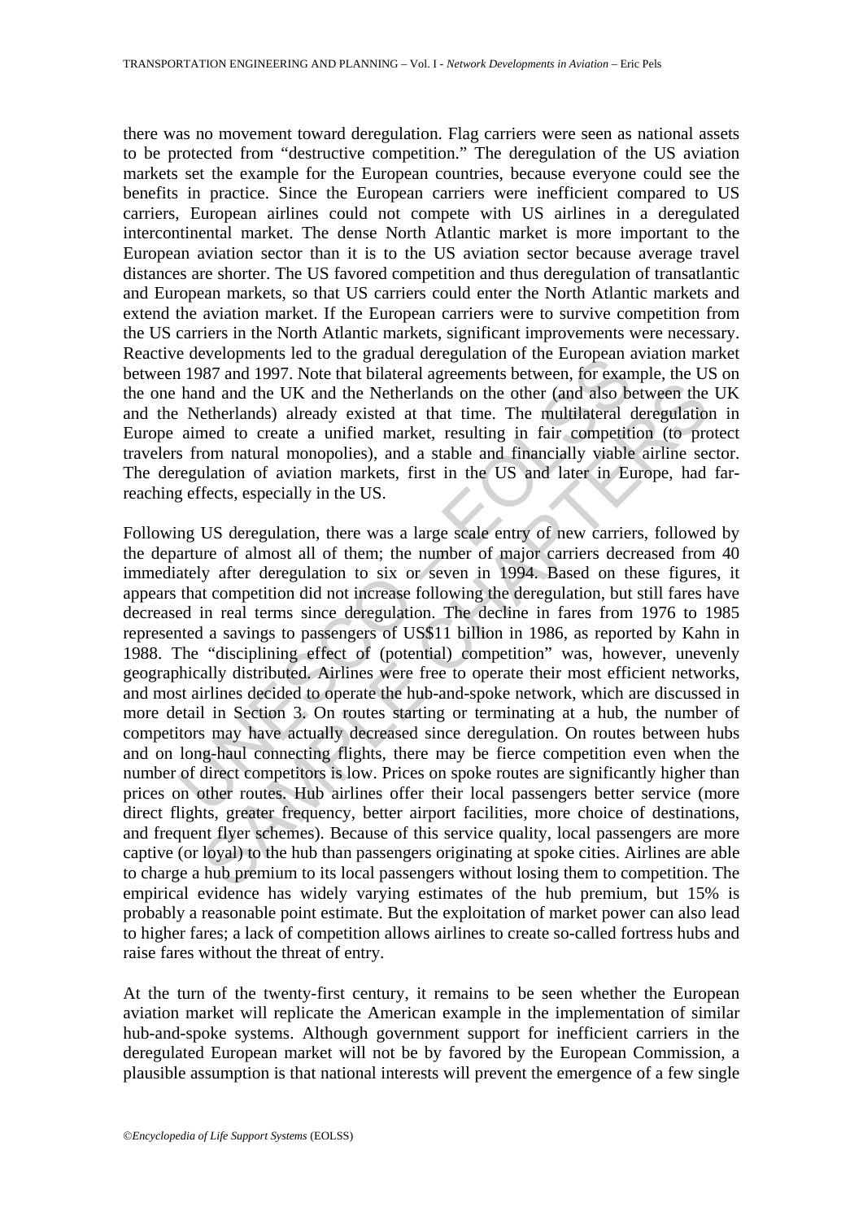there was no movement toward deregulation. Flag carriers were seen as national assets to be protected from "destructive competition." The deregulation of the US aviation markets set the example for the European countries, because everyone could see the benefits in practice. Since the European carriers were inefficient compared to US carriers, European airlines could not compete with US airlines in a deregulated intercontinental market. The dense North Atlantic market is more important to the European aviation sector than it is to the US aviation sector because average travel distances are shorter. The US favored competition and thus deregulation of transatlantic and European markets, so that US carriers could enter the North Atlantic markets and extend the aviation market. If the European carriers were to survive competition from the US carriers in the North Atlantic markets, significant improvements were necessary. Reactive developments led to the gradual deregulation of the European aviation market between 1987 and 1997. Note that bilateral agreements between, for example, the US on the one hand and the UK and the Netherlands on the other (and also between the UK and the Netherlands) already existed at that time. The multilateral deregulation in Europe aimed to create a unified market, resulting in fair competition (to protect travelers from natural monopolies), and a stable and financially viable airline sector. The deregulation of aviation markets, first in the US and later in Europe, had far-reaching effects, especially in the US.

Following US deregulation, there was a large scale entry of new carriers, followed by the departure of almost all of them; the number of major carriers decreased from 40 immediately after deregulation to six or seven in 1994. Based on these figures, it appears that competition did not increase following the deregulation, but still fares have decreased in real terms since deregulation. The decline in fares from 1976 to 1985 represented a savings to passengers of US$11 billion in 1986, as reported by Kahn in 1988. The "disciplining effect of (potential) competition" was, however, unevenly geographically distributed. Airlines were free to operate their most efficient networks, and most airlines decided to operate the hub-and-spoke network, which are discussed in more detail in Section 3. On routes starting or terminating at a hub, the number of competitors may have actually decreased since deregulation. On routes between hubs and on long-haul connecting flights, there may be fierce competition even when the number of direct competitors is low. Prices on spoke routes are significantly higher than prices on other routes. Hub airlines offer their local passengers better service (more direct flights, greater frequency, better airport facilities, more choice of destinations, and frequent flyer schemes). Because of this service quality, local passengers are more captive (or loyal) to the hub than passengers originating at spoke cities. Airlines are able to charge a hub premium to its local passengers without losing them to competition. The empirical evidence has widely varying estimates of the hub premium, but 15% is probably a reasonable point estimate. But the exploitation of market power can also lead to higher fares; a lack of competition allows airlines to create so-called fortress hubs and raise fares without the threat of entry.

At the turn of the twenty-first century, it remains to be seen whether the European aviation market will replicate the American example in the implementation of similar hub-and-spoke systems. Although government support for inefficient carriers in the deregulated European market will not be by favored by the European Commission, a plausible assumption is that national interests will prevent the emergence of a few single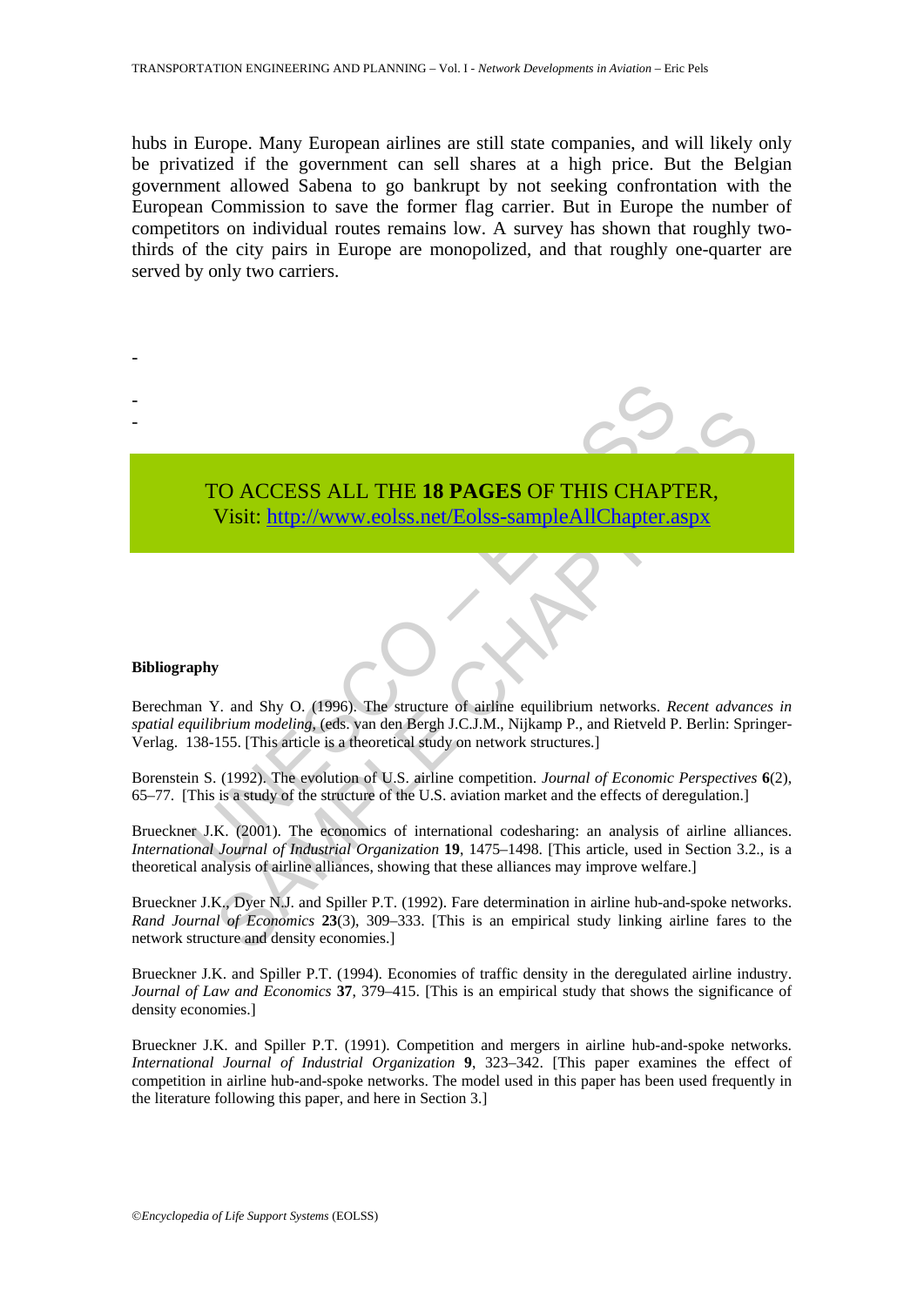hubs in Europe. Many European airlines are still state companies, and will likely only be privatized if the government can sell shares at a high price. But the Belgian government allowed Sabena to go bankrupt by not seeking confrontation with the European Commission to save the former flag carrier. But in Europe the number of competitors on individual routes remains low. A survey has shown that roughly two-thirds of the city pairs in Europe are monopolized, and that roughly one-quarter are served by only two carriers.

-

-
-

TO ACCESS ALL THE **18 PAGES** OF THIS CHAPTER,
Visit: http://www.eolss.net/Eolss-sampleAllChapter.aspx

**Bibliography**

Berechman Y. and Shy O. (1996). The structure of airline equilibrium networks. *Recent advances in spatial equilibrium modeling*, (eds. van den Bergh J.C.J.M., Nijkamp P., and Rietveld P. Berlin: Springer-Verlag. 138-155. [This article is a theoretical study on network structures.]

Borenstein S. (1992). The evolution of U.S. airline competition. *Journal of Economic Perspectives* **6**(2), 65–77. [This is a study of the structure of the U.S. aviation market and the effects of deregulation.]

Brueckner J.K. (2001). The economics of international codesharing: an analysis of airline alliances. *International Journal of Industrial Organization* **19**, 1475–1498. [This article, used in Section 3.2., is a theoretical analysis of airline alliances, showing that these alliances may improve welfare.]

Brueckner J.K., Dyer N.J. and Spiller P.T. (1992). Fare determination in airline hub-and-spoke networks. *Rand Journal of Economics* **23**(3), 309–333. [This is an empirical study linking airline fares to the network structure and density economies.]

Brueckner J.K. and Spiller P.T. (1994). Economies of traffic density in the deregulated airline industry. *Journal of Law and Economics* **37**, 379–415. [This is an empirical study that shows the significance of density economies.]

Brueckner J.K. and Spiller P.T. (1991). Competition and mergers in airline hub-and-spoke networks. *International Journal of Industrial Organization* **9**, 323–342. [This paper examines the effect of competition in airline hub-and-spoke networks. The model used in this paper has been used frequently in the literature following this paper, and here in Section 3.]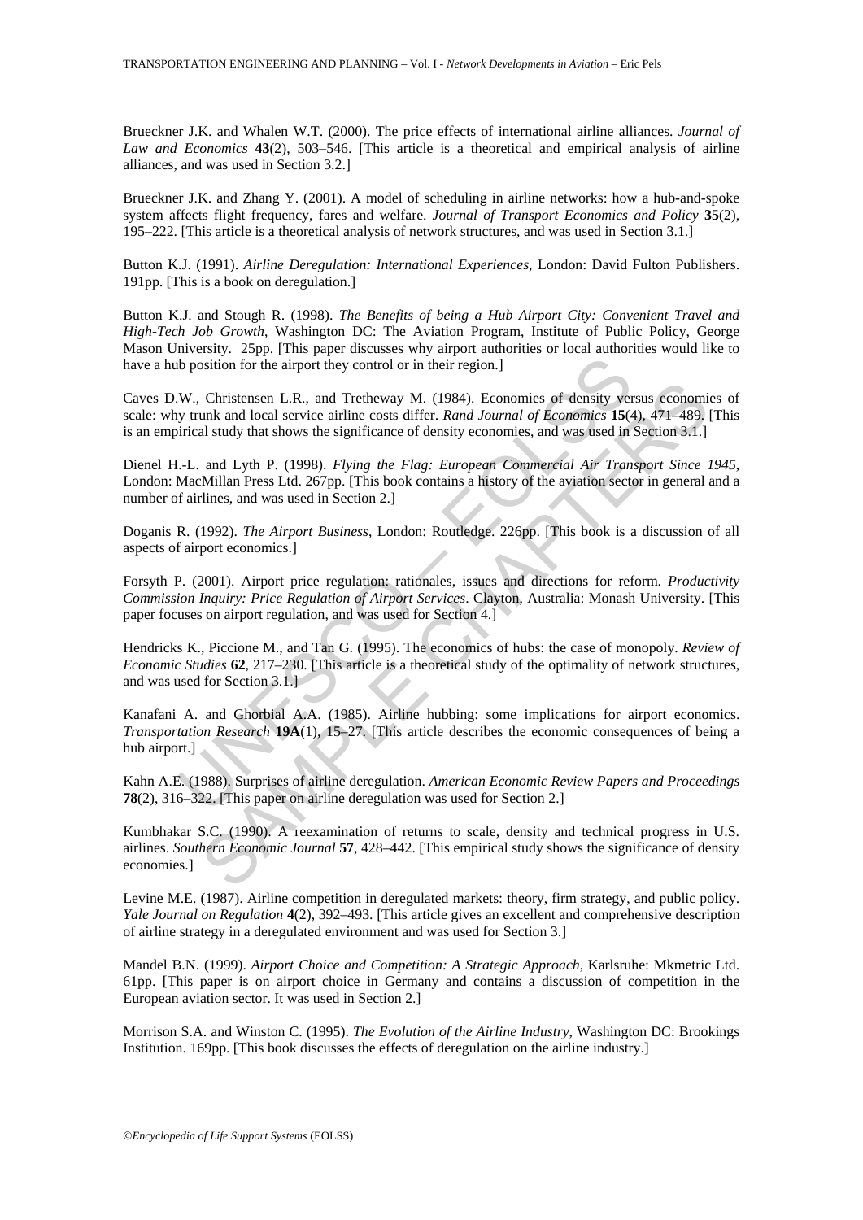Brueckner J.K. and Whalen W.T. (2000). The price effects of international airline alliances. *Journal of Law and Economics* **43**(2), 503–546. [This article is a theoretical and empirical analysis of airline alliances, and was used in Section 3.2.]

Brueckner J.K. and Zhang Y. (2001). A model of scheduling in airline networks: how a hub-and-spoke system affects flight frequency, fares and welfare. *Journal of Transport Economics and Policy* **35**(2), 195–222. [This article is a theoretical analysis of network structures, and was used in Section 3.1.]

Button K.J. (1991). *Airline Deregulation: International Experiences*, London: David Fulton Publishers. 191pp. [This is a book on deregulation.]

Button K.J. and Stough R. (1998). *The Benefits of being a Hub Airport City: Convenient Travel and High-Tech Job Growth*, Washington DC: The Aviation Program, Institute of Public Policy, George Mason University. 25pp. [This paper discusses why airport authorities or local authorities would like to have a hub position for the airport they control or in their region.]

Caves D.W., Christensen L.R., and Tretheway M. (1984). Economies of density versus economies of scale: why trunk and local service airline costs differ. *Rand Journal of Economics* **15**(4), 471–489. [This is an empirical study that shows the significance of density economies, and was used in Section 3.1.]

Dienel H.-L. and Lyth P. (1998). *Flying the Flag: European Commercial Air Transport Since 1945*, London: MacMillan Press Ltd. 267pp. [This book contains a history of the aviation sector in general and a number of airlines, and was used in Section 2.]

Doganis R. (1992). *The Airport Business*, London: Routledge. 226pp. [This book is a discussion of all aspects of airport economics.]

Forsyth P. (2001). Airport price regulation: rationales, issues and directions for reform. *Productivity Commission Inquiry: Price Regulation of Airport Services*. Clayton, Australia: Monash University. [This paper focuses on airport regulation, and was used for Section 4.]

Hendricks K., Piccione M., and Tan G. (1995). The economics of hubs: the case of monopoly. *Review of Economic Studies* **62**, 217–230. [This article is a theoretical study of the optimality of network structures, and was used for Section 3.1.]

Kanafani A. and Ghorbial A.A. (1985). Airline hubbing: some implications for airport economics. *Transportation Research* **19A**(1), 15–27. [This article describes the economic consequences of being a hub airport.]

Kahn A.E. (1988). Surprises of airline deregulation. *American Economic Review Papers and Proceedings* **78**(2), 316–322. [This paper on airline deregulation was used for Section 2.]

Kumbhakar S.C. (1990). A reexamination of returns to scale, density and technical progress in U.S. airlines. *Southern Economic Journal* **57**, 428–442. [This empirical study shows the significance of density economies.]

Levine M.E. (1987). Airline competition in deregulated markets: theory, firm strategy, and public policy. *Yale Journal on Regulation* **4**(2), 392–493. [This article gives an excellent and comprehensive description of airline strategy in a deregulated environment and was used for Section 3.]

Mandel B.N. (1999). *Airport Choice and Competition: A Strategic Approach*, Karlsruhe: Mkmetric Ltd. 61pp. [This paper is on airport choice in Germany and contains a discussion of competition in the European aviation sector. It was used in Section 2.]

Morrison S.A. and Winston C. (1995). *The Evolution of the Airline Industry*, Washington DC: Brookings Institution. 169pp. [This book discusses the effects of deregulation on the airline industry.]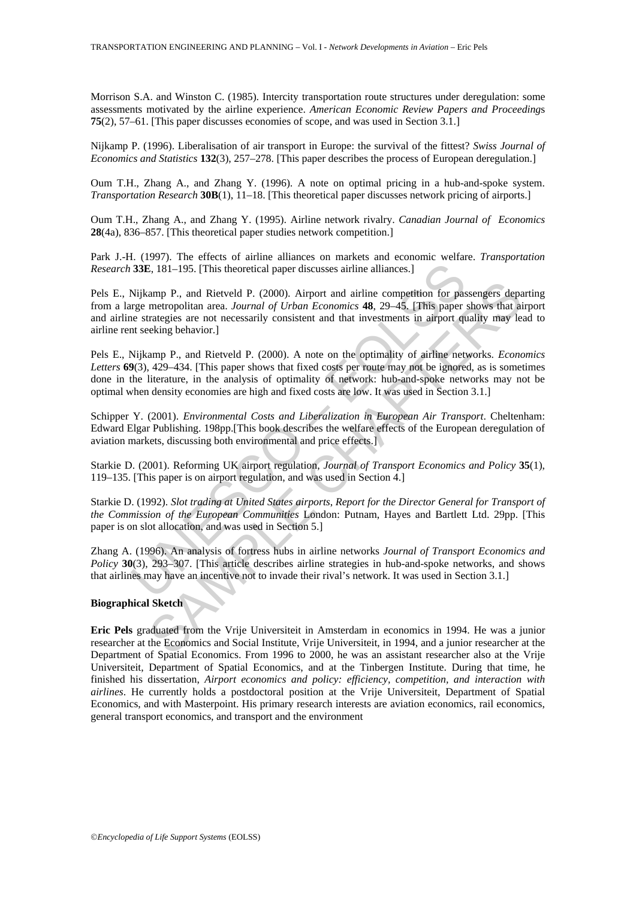Morrison S.A. and Winston C. (1985). Intercity transportation route structures under deregulation: some assessments motivated by the airline experience. *American Economic Review Papers and Proceedings* **75**(2), 57–61. [This paper discusses economies of scope, and was used in Section 3.1.]

Nijkamp P. (1996). Liberalisation of air transport in Europe: the survival of the fittest? *Swiss Journal of Economics and Statistics* **132**(3), 257–278. [This paper describes the process of European deregulation.]

Oum T.H., Zhang A., and Zhang Y. (1996). A note on optimal pricing in a hub-and-spoke system. *Transportation Research* **30B**(1), 11–18. [This theoretical paper discusses network pricing of airports.]

Oum T.H., Zhang A., and Zhang Y. (1995). Airline network rivalry. *Canadian Journal of Economics* **28**(4a), 836–857. [This theoretical paper studies network competition.]

Park J.-H. (1997). The effects of airline alliances on markets and economic welfare. *Transportation Research* **33E**, 181–195. [This theoretical paper discusses airline alliances.]

Pels E., Nijkamp P., and Rietveld P. (2000). Airport and airline competition for passengers departing from a large metropolitan area. *Journal of Urban Economics* **48**, 29–45. [This paper shows that airport and airline strategies are not necessarily consistent and that investments in airport quality may lead to airline rent seeking behavior.]

Pels E., Nijkamp P., and Rietveld P. (2000). A note on the optimality of airline networks. *Economics Letters* **69**(3), 429–434. [This paper shows that fixed costs per route may not be ignored, as is sometimes done in the literature, in the analysis of optimality of network: hub-and-spoke networks may not be optimal when density economies are high and fixed costs are low. It was used in Section 3.1.]

Schipper Y. (2001). *Environmental Costs and Liberalization in European Air Transport*. Cheltenham: Edward Elgar Publishing. 198pp.[This book describes the welfare effects of the European deregulation of aviation markets, discussing both environmental and price effects.]

Starkie D. (2001). Reforming UK airport regulation, *Journal of Transport Economics and Policy* **35**(1), 119–135. [This paper is on airport regulation, and was used in Section 4.]

Starkie D. (1992). *Slot trading at United States airports, Report for the Director General for Transport of the Commission of the European Communities* London: Putnam, Hayes and Bartlett Ltd. 29pp. [This paper is on slot allocation, and was used in Section 5.]

Zhang A. (1996). An analysis of fortress hubs in airline networks *Journal of Transport Economics and Policy* **30**(3), 293–307. [This article describes airline strategies in hub-and-spoke networks, and shows that airlines may have an incentive not to invade their rival's network. It was used in Section 3.1.]

**Biographical Sketch**

**Eric Pels** graduated from the Vrije Universiteit in Amsterdam in economics in 1994. He was a junior researcher at the Economics and Social Institute, Vrije Universiteit, in 1994, and a junior researcher at the Department of Spatial Economics. From 1996 to 2000, he was an assistant researcher also at the Vrije Universiteit, Department of Spatial Economics, and at the Tinbergen Institute. During that time, he finished his dissertation, *Airport economics and policy: efficiency, competition, and interaction with airlines*. He currently holds a postdoctoral position at the Vrije Universiteit, Department of Spatial Economics, and with Masterpoint. His primary research interests are aviation economics, rail economics, general transport economics, and transport and the environment